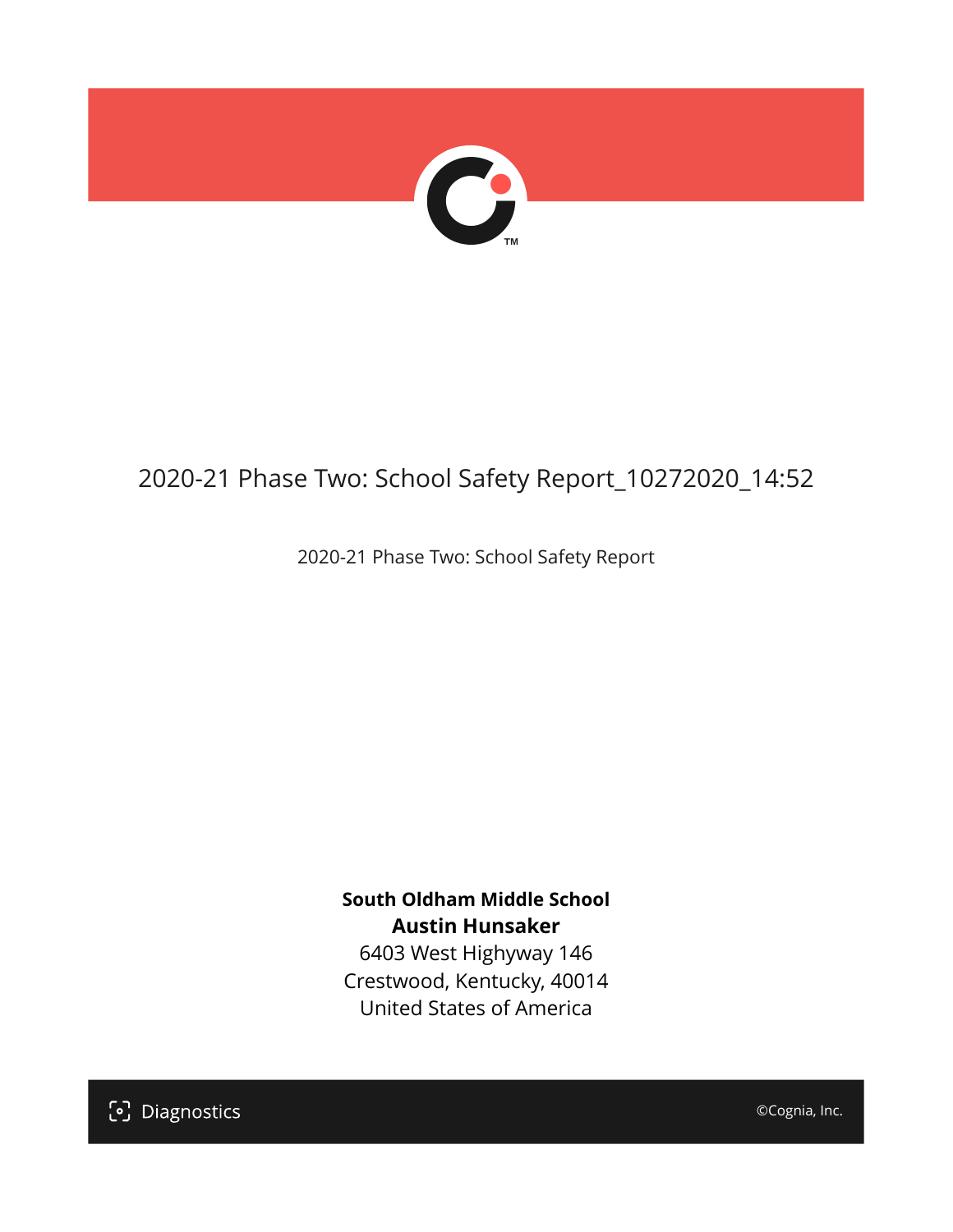# 2020-21 Phase Two: School Safety Report_10272020_14:52

2020-21 Phase Two: School Safety Report

**South Oldham Middle School**
**Austin Hunsaker**
6403 West Highyway 146
Crestwood, Kentucky, 40014
United States of America

Diagnostics

©Cognia, Inc.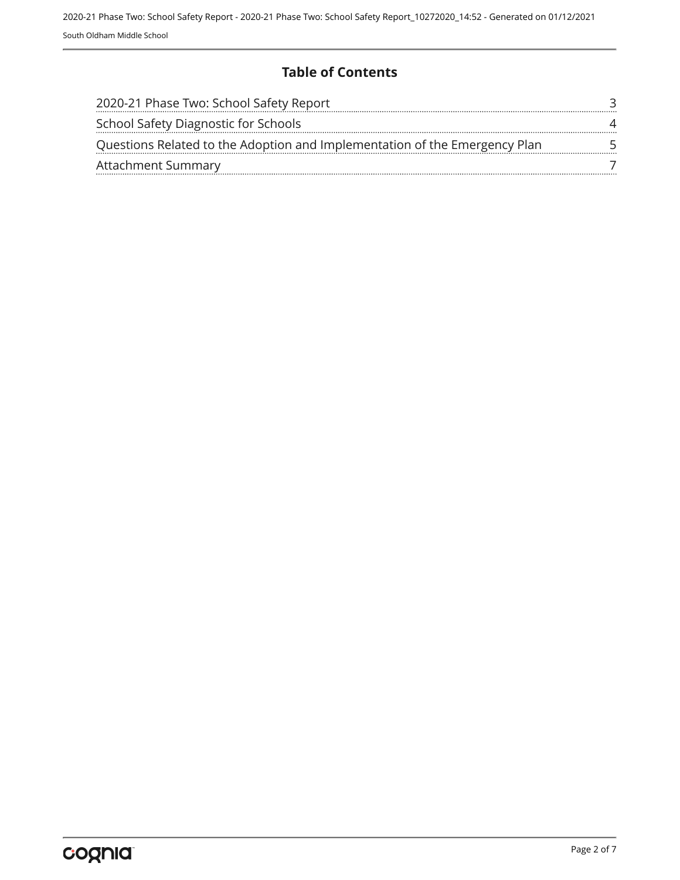# Table of Contents

| | |
|---|---|
| 2020-21 Phase Two: School Safety Report | 3 |
| School Safety Diagnostic for Schools | 4 |
| Questions Related to the Adoption and Implementation of the Emergency Plan | 5 |
| Attachment Summary | 7 |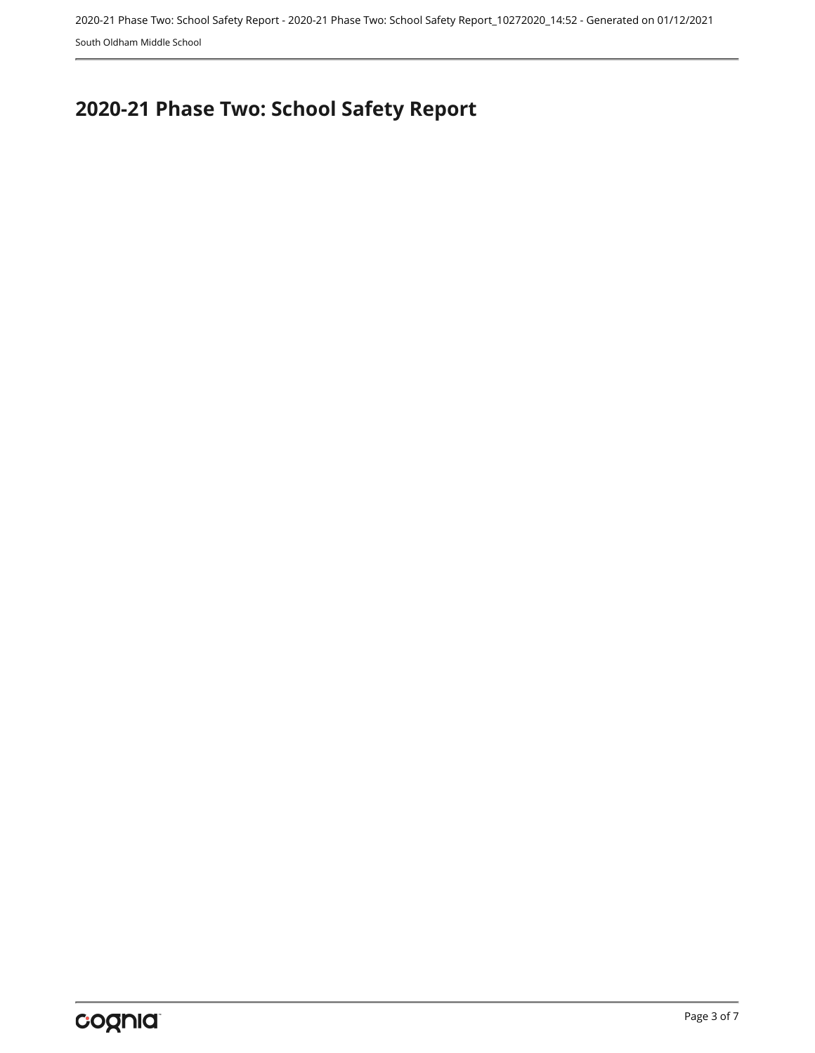# 2020-21 Phase Two: School Safety Report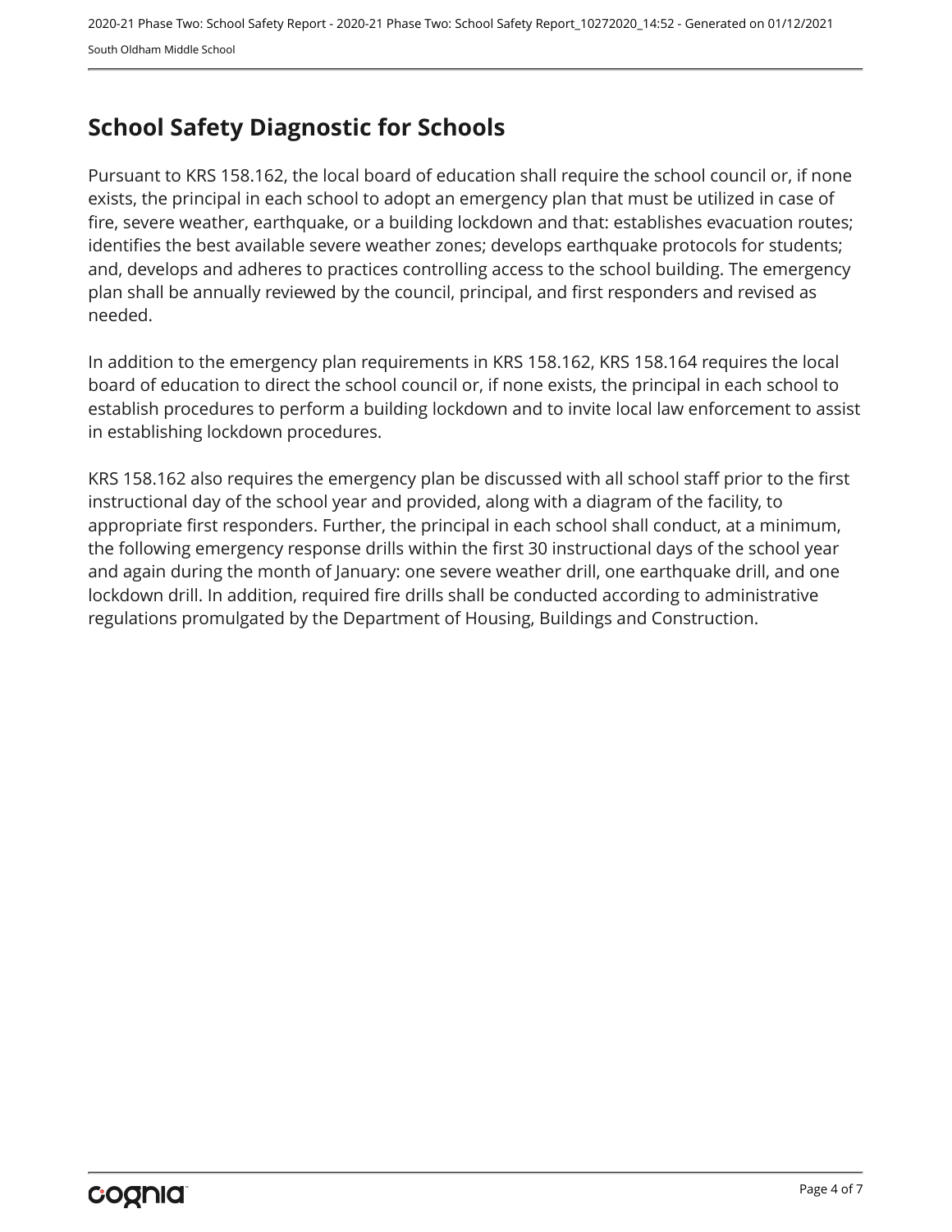# School Safety Diagnostic for Schools

Pursuant to KRS 158.162, the local board of education shall require the school council or, if none exists, the principal in each school to adopt an emergency plan that must be utilized in case of fire, severe weather, earthquake, or a building lockdown and that: establishes evacuation routes; identifies the best available severe weather zones; develops earthquake protocols for students; and, develops and adheres to practices controlling access to the school building. The emergency plan shall be annually reviewed by the council, principal, and first responders and revised as needed.

In addition to the emergency plan requirements in KRS 158.162, KRS 158.164 requires the local board of education to direct the school council or, if none exists, the principal in each school to establish procedures to perform a building lockdown and to invite local law enforcement to assist in establishing lockdown procedures.

KRS 158.162 also requires the emergency plan be discussed with all school staff prior to the first instructional day of the school year and provided, along with a diagram of the facility, to appropriate first responders. Further, the principal in each school shall conduct, at a minimum, the following emergency response drills within the first 30 instructional days of the school year and again during the month of January: one severe weather drill, one earthquake drill, and one lockdown drill. In addition, required fire drills shall be conducted according to administrative regulations promulgated by the Department of Housing, Buildings and Construction.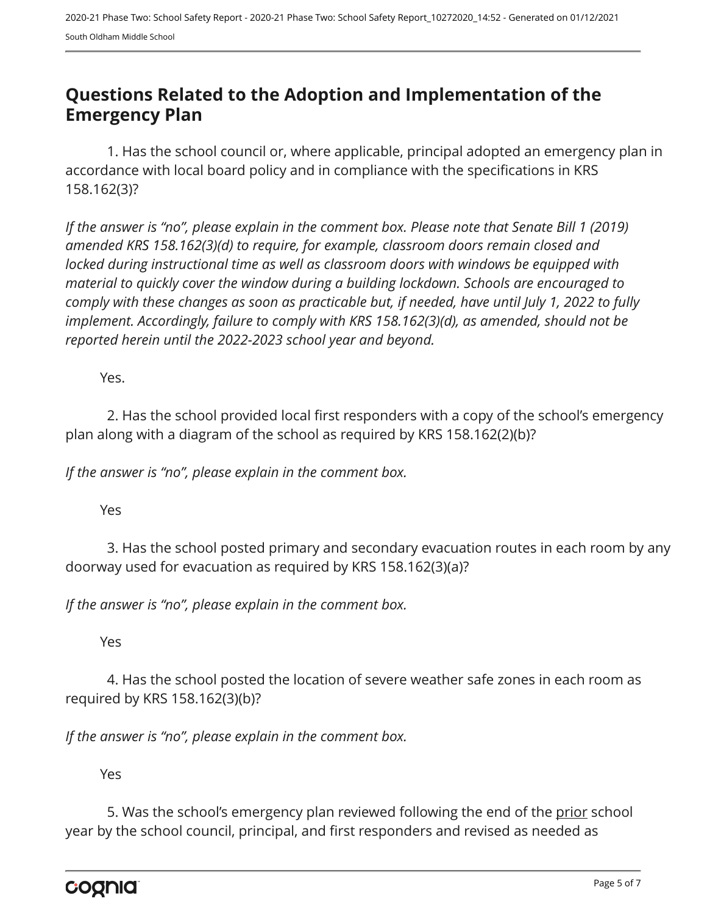## Questions Related to the Adoption and Implementation of the Emergency Plan

1. Has the school council or, where applicable, principal adopted an emergency plan in accordance with local board policy and in compliance with the specifications in KRS 158.162(3)?

*If the answer is "no", please explain in the comment box. Please note that Senate Bill 1 (2019) amended KRS 158.162(3)(d) to require, for example, classroom doors remain closed and locked during instructional time as well as classroom doors with windows be equipped with material to quickly cover the window during a building lockdown. Schools are encouraged to comply with these changes as soon as practicable but, if needed, have until July 1, 2022 to fully implement. Accordingly, failure to comply with KRS 158.162(3)(d), as amended, should not be reported herein until the 2022-2023 school year and beyond.*

Yes.

2. Has the school provided local first responders with a copy of the school's emergency plan along with a diagram of the school as required by KRS 158.162(2)(b)?

*If the answer is "no", please explain in the comment box.*

Yes

3. Has the school posted primary and secondary evacuation routes in each room by any doorway used for evacuation as required by KRS 158.162(3)(a)?

*If the answer is "no", please explain in the comment box.*

Yes

4. Has the school posted the location of severe weather safe zones in each room as required by KRS 158.162(3)(b)?

*If the answer is "no", please explain in the comment box.*

Yes

5. Was the school's emergency plan reviewed following the end of the <u>prior</u> school year by the school council, principal, and first responders and revised as needed as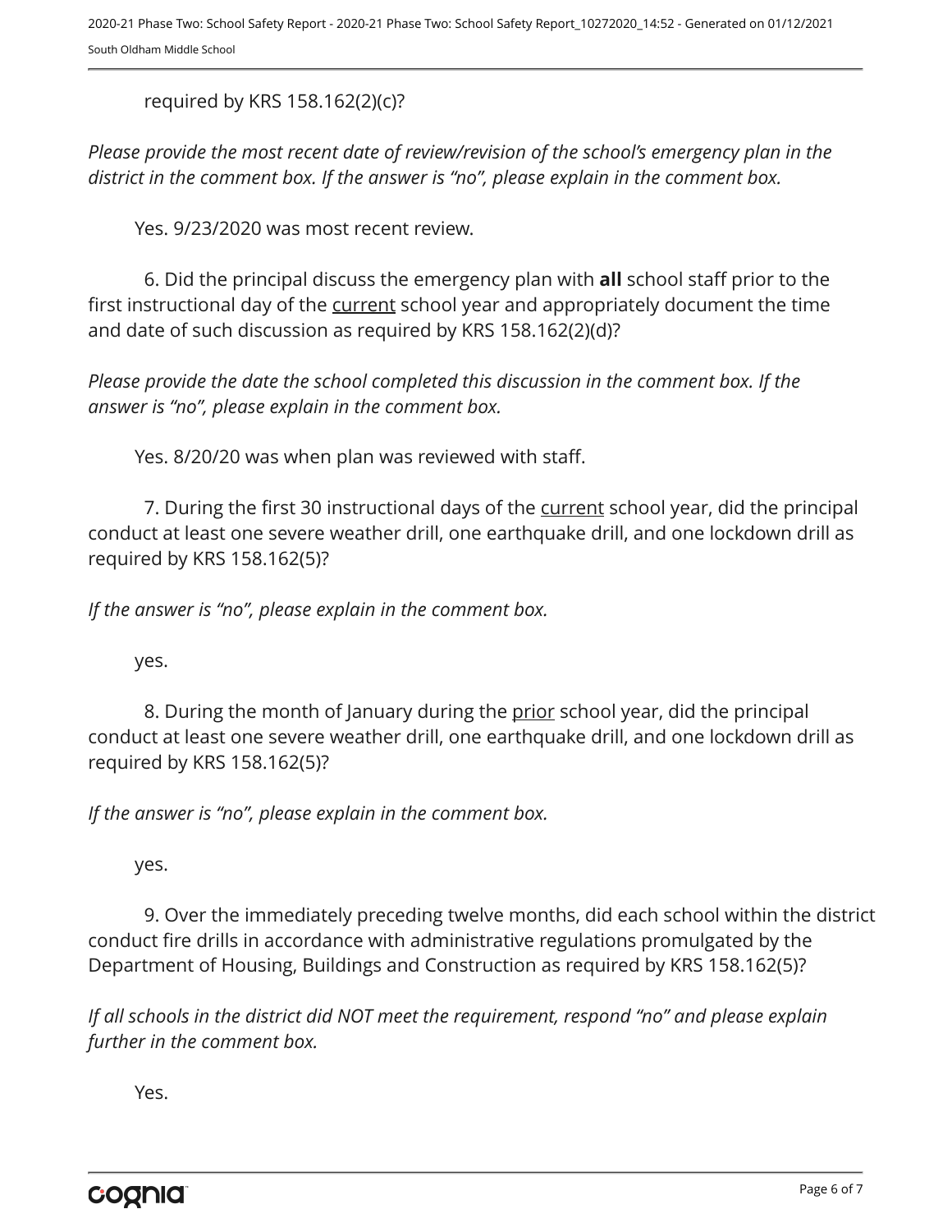required by KRS 158.162(2)(c)?

*Please provide the most recent date of review/revision of the school's emergency plan in the district in the comment box. If the answer is "no", please explain in the comment box.*

Yes. 9/23/2020 was most recent review.

6. Did the principal discuss the emergency plan with **all** school staff prior to the first instructional day of the current school year and appropriately document the time and date of such discussion as required by KRS 158.162(2)(d)?

*Please provide the date the school completed this discussion in the comment box. If the answer is "no", please explain in the comment box.*

Yes. 8/20/20 was when plan was reviewed with staff.

7. During the first 30 instructional days of the current school year, did the principal conduct at least one severe weather drill, one earthquake drill, and one lockdown drill as required by KRS 158.162(5)?

*If the answer is "no", please explain in the comment box.*

yes.

8. During the month of January during the prior school year, did the principal conduct at least one severe weather drill, one earthquake drill, and one lockdown drill as required by KRS 158.162(5)?

*If the answer is "no", please explain in the comment box.*

yes.

9. Over the immediately preceding twelve months, did each school within the district conduct fire drills in accordance with administrative regulations promulgated by the Department of Housing, Buildings and Construction as required by KRS 158.162(5)?

*If all schools in the district did NOT meet the requirement, respond "no" and please explain further in the comment box.*

Yes.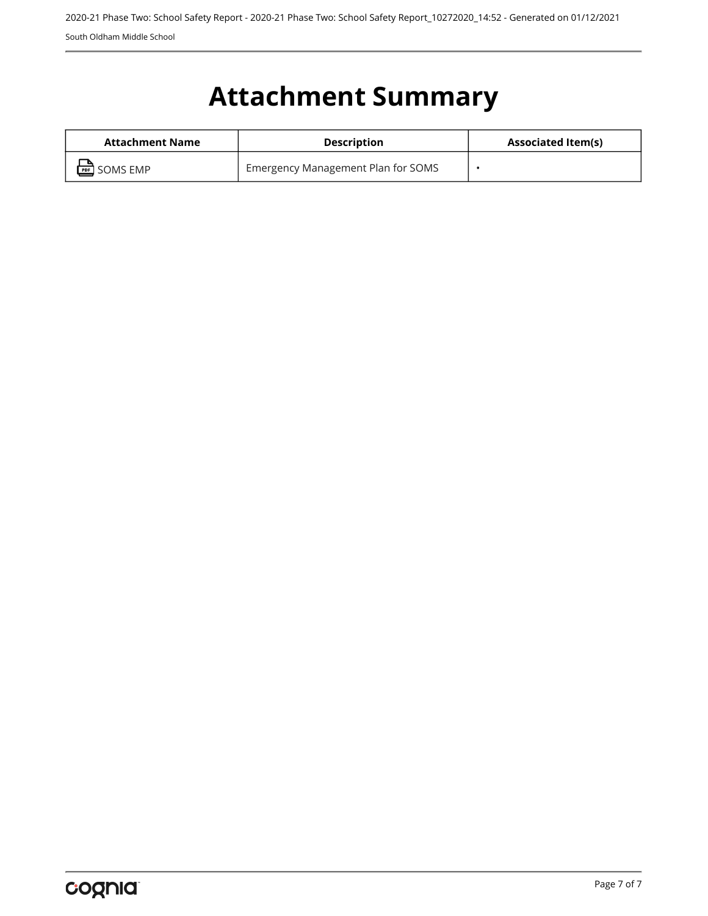# Attachment Summary

| Attachment Name | Description | Associated Item(s) |
|---|---|---|
| SOMS EMP | Emergency Management Plan for SOMS | • |